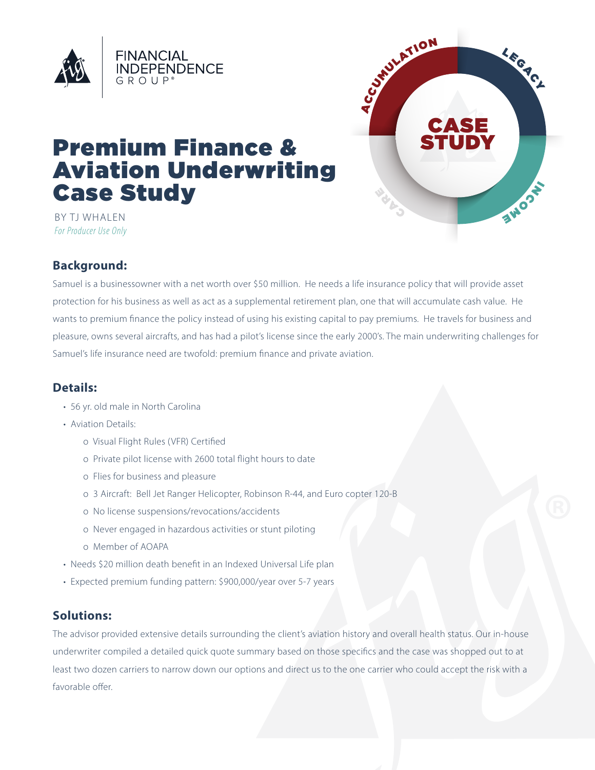FINANCIAL INDEPENDENCE GROUP®

# Premium Finance & Aviation Underwriting Case Study

BY TJ WHALEN
*For Producer Use Only*

## Background:

Samuel is a businessowner with a net worth over $50 million. He needs a life insurance policy that will provide asset protection for his business as well as act as a supplemental retirement plan, one that will accumulate cash value. He wants to premium finance the policy instead of using his existing capital to pay premiums. He travels for business and pleasure, owns several aircrafts, and has had a pilot's license since the early 2000's. The main underwriting challenges for Samuel's life insurance need are twofold: premium finance and private aviation.

## Details:

- 56 yr. old male in North Carolina
- Aviation Details:
  - Visual Flight Rules (VFR) Certified
  - Private pilot license with 2600 total flight hours to date
  - Flies for business and pleasure
  - 3 Aircraft: Bell Jet Ranger Helicopter, Robinson R-44, and Euro copter 120-B
  - No license suspensions/revocations/accidents
  - Never engaged in hazardous activities or stunt piloting
  - Member of AOAPA
- Needs $20 million death benefit in an Indexed Universal Life plan
- Expected premium funding pattern: $900,000/year over 5-7 years

## Solutions:

The advisor provided extensive details surrounding the client's aviation history and overall health status. Our in-house underwriter compiled a detailed quick quote summary based on those specifics and the case was shopped out to at least two dozen carriers to narrow down our options and direct us to the one carrier who could accept the risk with a favorable offer.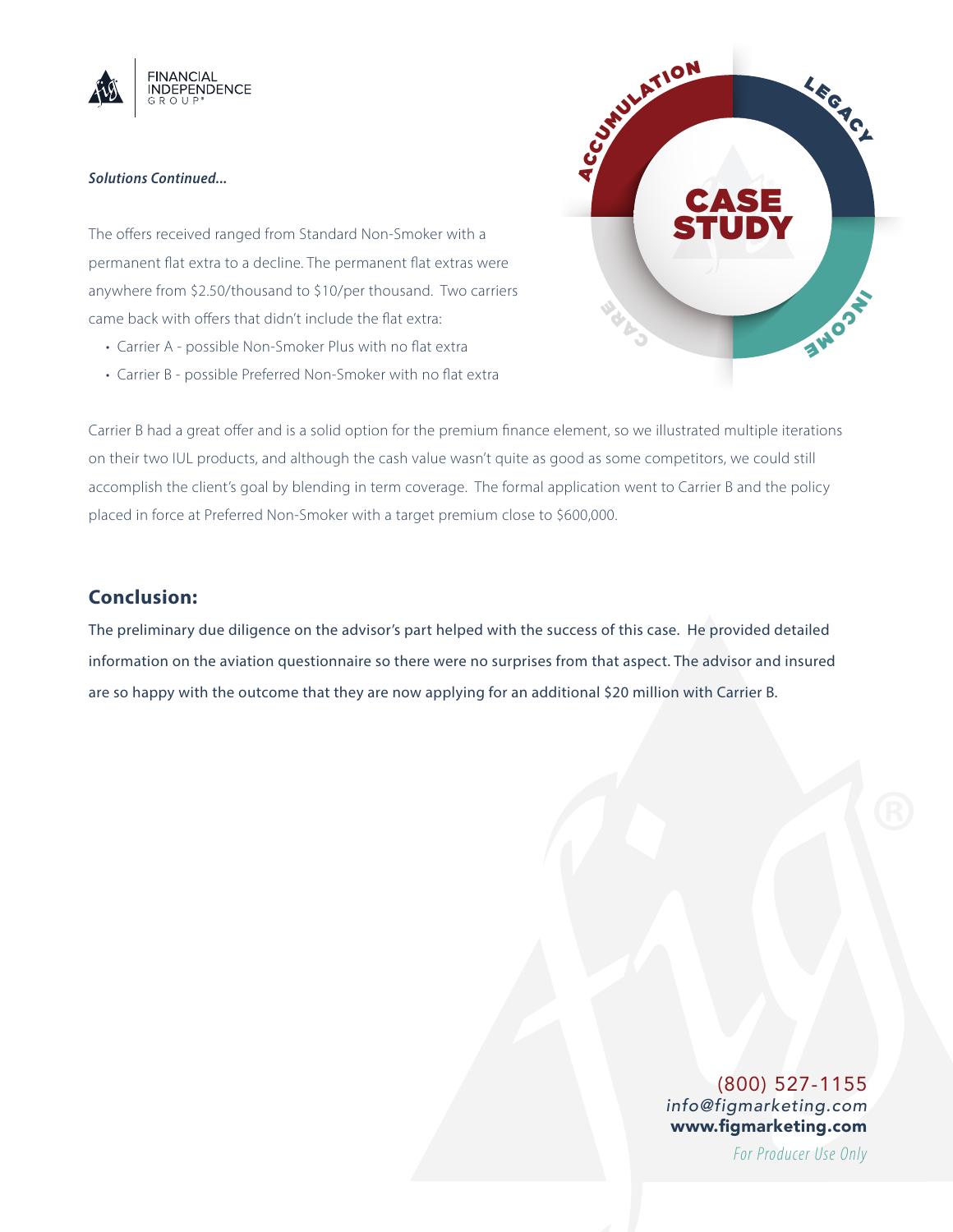***Solutions Continued...***

The offers received ranged from Standard Non-Smoker with a permanent flat extra to a decline. The permanent flat extras were anywhere from $2.50/thousand to $10/per thousand. Two carriers came back with offers that didn't include the flat extra:

- Carrier A - possible Non-Smoker Plus with no flat extra
- Carrier B - possible Preferred Non-Smoker with no flat extra

Carrier B had a great offer and is a solid option for the premium finance element, so we illustrated multiple iterations on their two IUL products, and although the cash value wasn't quite as good as some competitors, we could still accomplish the client's goal by blending in term coverage. The formal application went to Carrier B and the policy placed in force at Preferred Non-Smoker with a target premium close to $600,000.

## Conclusion:

The preliminary due diligence on the advisor's part helped with the success of this case. He provided detailed information on the aviation questionnaire so there were no surprises from that aspect. The advisor and insured are so happy with the outcome that they are now applying for an additional $20 million with Carrier B.

(800) 527-1155
*info@figmarketing.com*
**www.figmarketing.com**
*For Producer Use Only*